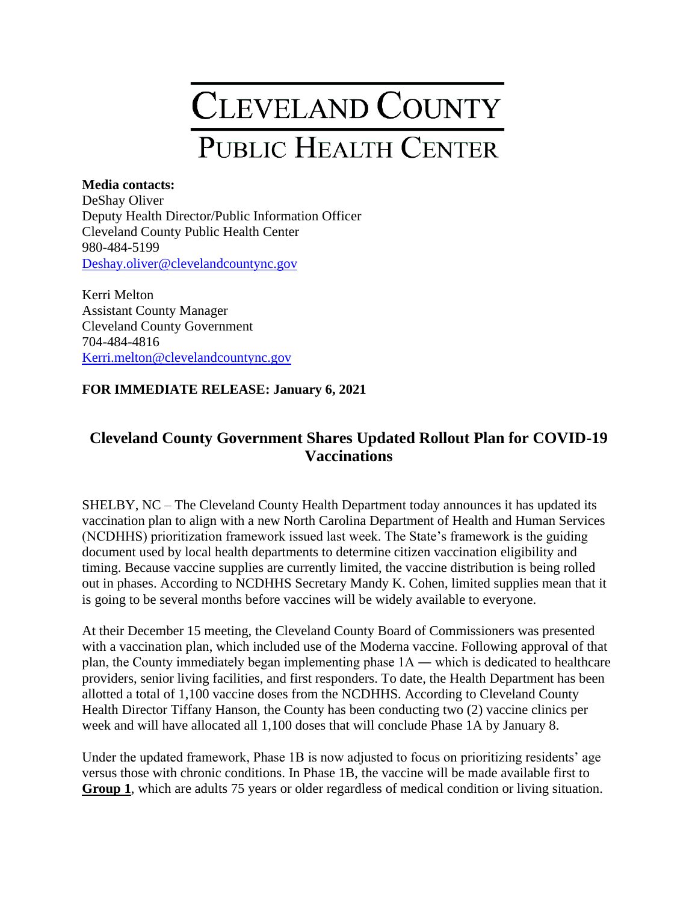# CLEVELAND COUNTY

## PUBLIC HEALTH CENTER

**Media contacts:**
DeShay Oliver
Deputy Health Director/Public Information Officer
Cleveland County Public Health Center
980-484-5199
[Deshay.oliver@clevelandcountync.gov](mailto:Deshay.oliver@clevelandcountync.gov)

Kerri Melton
Assistant County Manager
Cleveland County Government
704-484-4816
[Kerri.melton@clevelandcountync.gov](mailto:Kerri.melton@clevelandcountync.gov)

**FOR IMMEDIATE RELEASE: January 6, 2021**

## Cleveland County Government Shares Updated Rollout Plan for COVID-19 Vaccinations

SHELBY, NC – The Cleveland County Health Department today announces it has updated its vaccination plan to align with a new North Carolina Department of Health and Human Services (NCDHHS) prioritization framework issued last week. The State's framework is the guiding document used by local health departments to determine citizen vaccination eligibility and timing. Because vaccine supplies are currently limited, the vaccine distribution is being rolled out in phases. According to NCDHHS Secretary Mandy K. Cohen, limited supplies mean that it is going to be several months before vaccines will be widely available to everyone.

At their December 15 meeting, the Cleveland County Board of Commissioners was presented with a vaccination plan, which included use of the Moderna vaccine. Following approval of that plan, the County immediately began implementing phase 1A — which is dedicated to healthcare providers, senior living facilities, and first responders. To date, the Health Department has been allotted a total of 1,100 vaccine doses from the NCDHHS. According to Cleveland County Health Director Tiffany Hanson, the County has been conducting two (2) vaccine clinics per week and will have allocated all 1,100 doses that will conclude Phase 1A by January 8.

Under the updated framework, Phase 1B is now adjusted to focus on prioritizing residents' age versus those with chronic conditions. In Phase 1B, the vaccine will be made available first to **Group 1**, which are adults 75 years or older regardless of medical condition or living situation.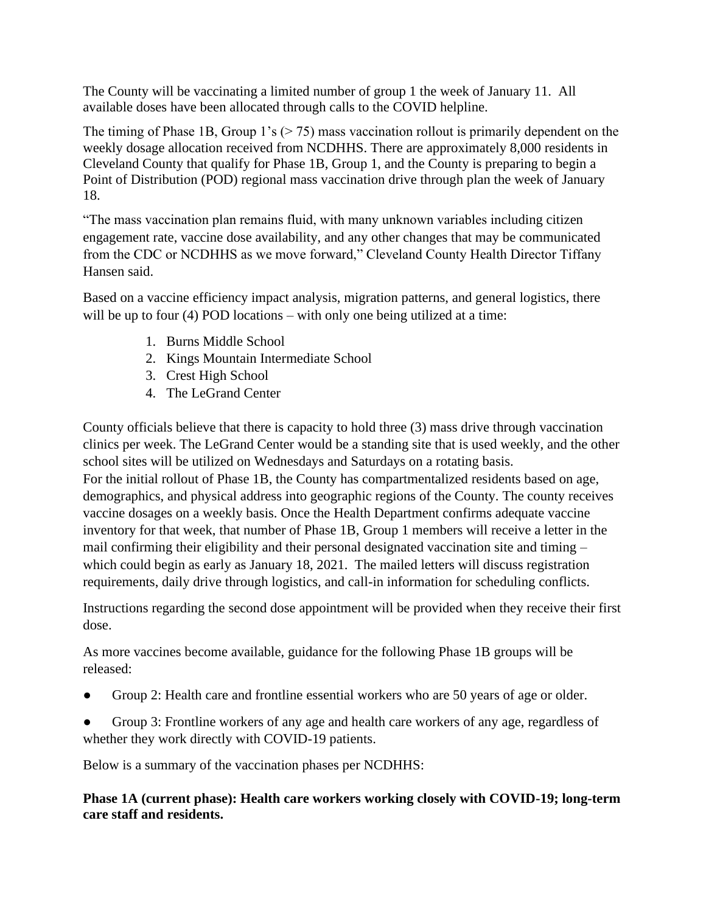The County will be vaccinating a limited number of group 1 the week of January 11. All available doses have been allocated through calls to the COVID helpline.

The timing of Phase 1B, Group 1's (> 75) mass vaccination rollout is primarily dependent on the weekly dosage allocation received from NCDHHS. There are approximately 8,000 residents in Cleveland County that qualify for Phase 1B, Group 1, and the County is preparing to begin a Point of Distribution (POD) regional mass vaccination drive through plan the week of January 18.

"The mass vaccination plan remains fluid, with many unknown variables including citizen engagement rate, vaccine dose availability, and any other changes that may be communicated from the CDC or NCDHHS as we move forward," Cleveland County Health Director Tiffany Hansen said.

Based on a vaccine efficiency impact analysis, migration patterns, and general logistics, there will be up to four (4) POD locations – with only one being utilized at a time:

1. Burns Middle School
2. Kings Mountain Intermediate School
3. Crest High School
4. The LeGrand Center

County officials believe that there is capacity to hold three (3) mass drive through vaccination clinics per week. The LeGrand Center would be a standing site that is used weekly, and the other school sites will be utilized on Wednesdays and Saturdays on a rotating basis.

For the initial rollout of Phase 1B, the County has compartmentalized residents based on age, demographics, and physical address into geographic regions of the County. The county receives vaccine dosages on a weekly basis. Once the Health Department confirms adequate vaccine inventory for that week, that number of Phase 1B, Group 1 members will receive a letter in the mail confirming their eligibility and their personal designated vaccination site and timing – which could begin as early as January 18, 2021. The mailed letters will discuss registration requirements, daily drive through logistics, and call-in information for scheduling conflicts.

Instructions regarding the second dose appointment will be provided when they receive their first dose.

As more vaccines become available, guidance for the following Phase 1B groups will be released:

- Group 2: Health care and frontline essential workers who are 50 years of age or older.
- Group 3: Frontline workers of any age and health care workers of any age, regardless of whether they work directly with COVID-19 patients.

Below is a summary of the vaccination phases per NCDHHS:

**Phase 1A (current phase): Health care workers working closely with COVID-19; long-term care staff and residents.**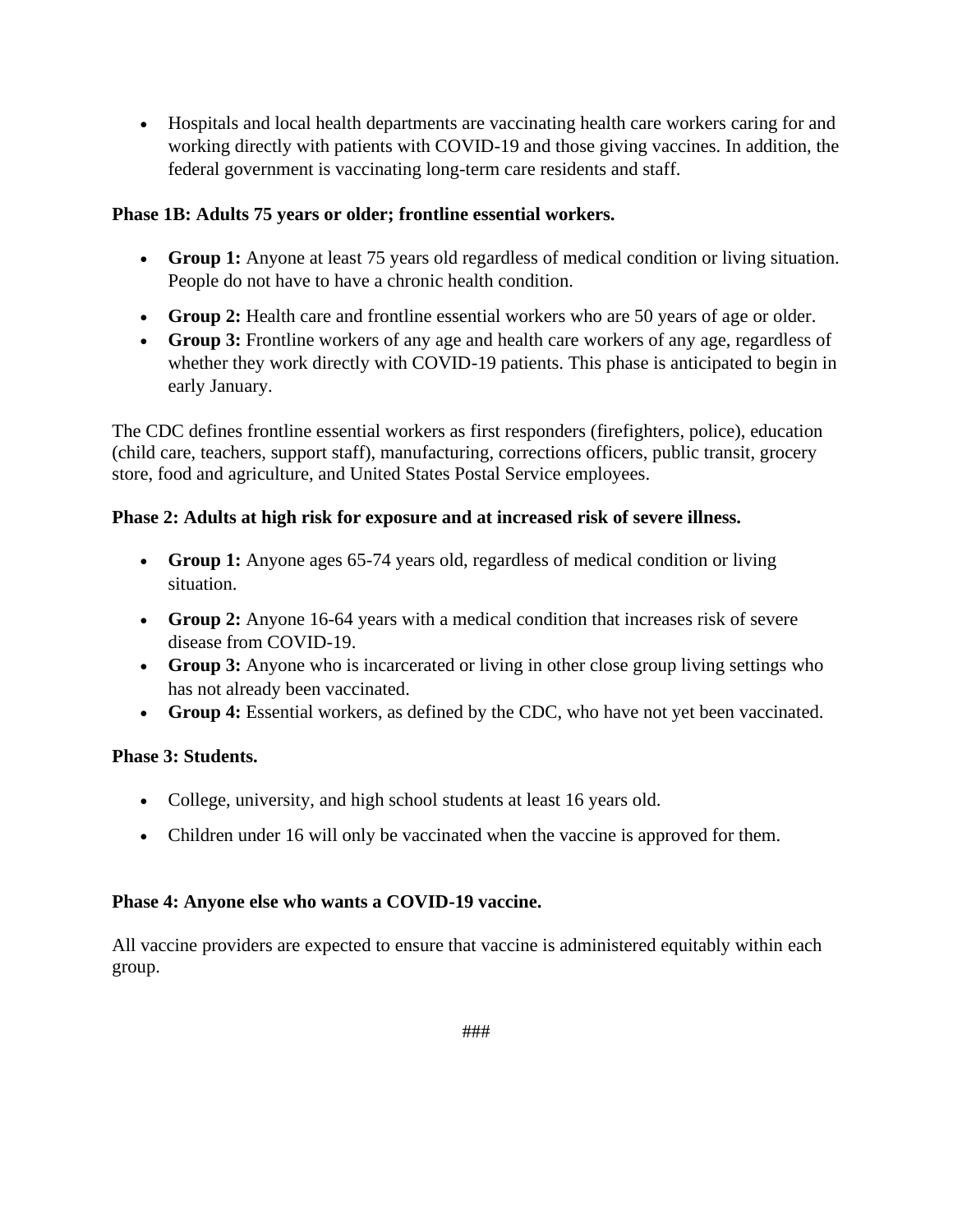- Hospitals and local health departments are vaccinating health care workers caring for and working directly with patients with COVID-19 and those giving vaccines. In addition, the federal government is vaccinating long-term care residents and staff.

**Phase 1B: Adults 75 years or older; frontline essential workers.**

- **Group 1:** Anyone at least 75 years old regardless of medical condition or living situation. People do not have to have a chronic health condition.
- **Group 2:** Health care and frontline essential workers who are 50 years of age or older.
- **Group 3:** Frontline workers of any age and health care workers of any age, regardless of whether they work directly with COVID-19 patients. This phase is anticipated to begin in early January.

The CDC defines frontline essential workers as first responders (firefighters, police), education (child care, teachers, support staff), manufacturing, corrections officers, public transit, grocery store, food and agriculture, and United States Postal Service employees.

**Phase 2: Adults at high risk for exposure and at increased risk of severe illness.**

- **Group 1:** Anyone ages 65-74 years old, regardless of medical condition or living situation.
- **Group 2:** Anyone 16-64 years with a medical condition that increases risk of severe disease from COVID-19.
- **Group 3:** Anyone who is incarcerated or living in other close group living settings who has not already been vaccinated.
- **Group 4:** Essential workers, as defined by the CDC, who have not yet been vaccinated.

**Phase 3: Students.**

- College, university, and high school students at least 16 years old.
- Children under 16 will only be vaccinated when the vaccine is approved for them.

**Phase 4: Anyone else who wants a COVID-19 vaccine.**

All vaccine providers are expected to ensure that vaccine is administered equitably within each group.

###